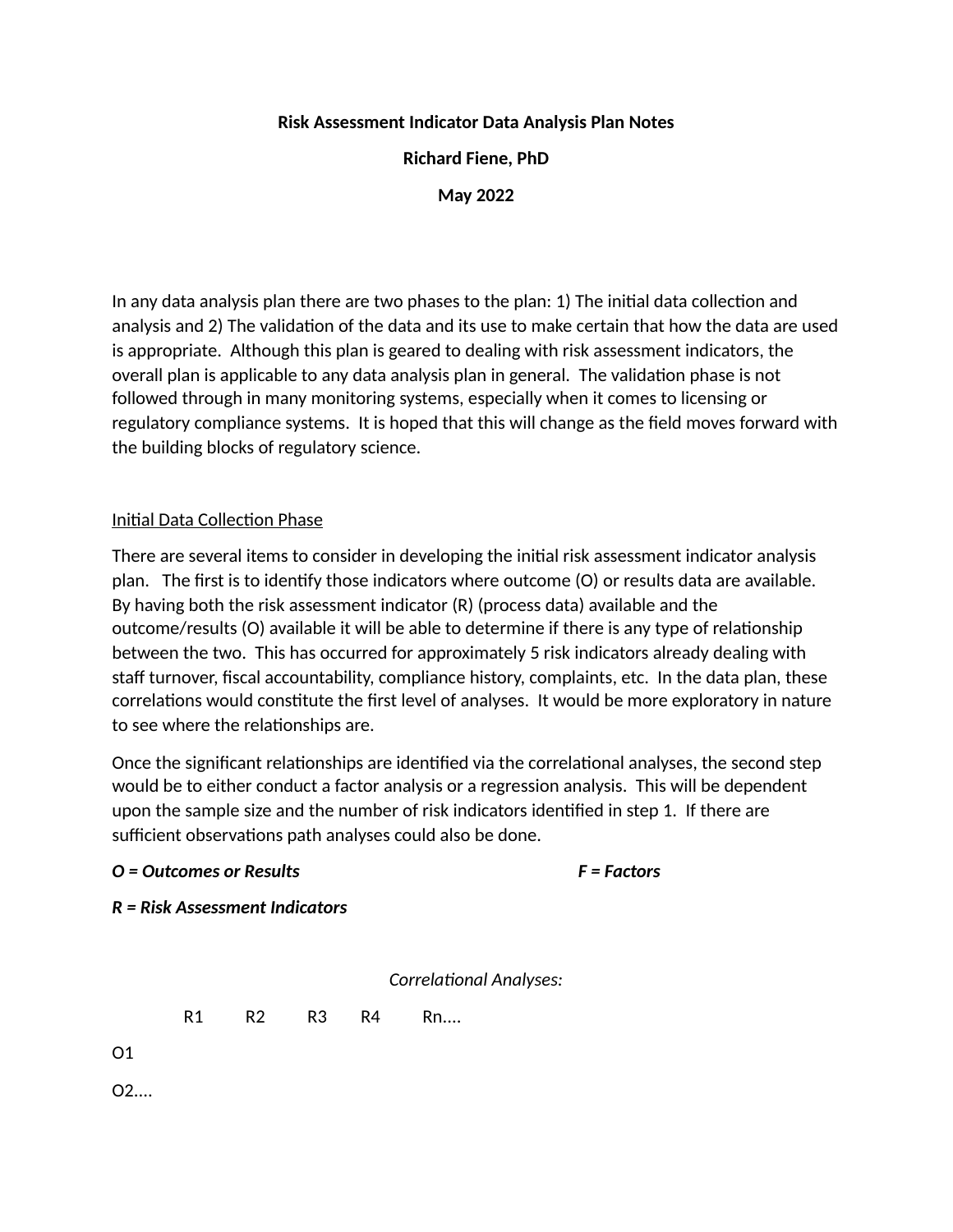**Risk Assessment Indicator Data Analysis Plan Notes**

**Richard Fiene, PhD**

**May 2022**

In any data analysis plan there are two phases to the plan: 1) The initial data collection and analysis and 2) The validation of the data and its use to make certain that how the data are used is appropriate. Although this plan is geared to dealing with risk assessment indicators, the overall plan is applicable to any data analysis plan in general. The validation phase is not followed through in many monitoring systems, especially when it comes to licensing or regulatory compliance systems. It is hoped that this will change as the field moves forward with the building blocks of regulatory science.

<u>Initial Data Collection Phase</u>

There are several items to consider in developing the initial risk assessment indicator analysis plan. The first is to identify those indicators where outcome (O) or results data are available. By having both the risk assessment indicator (R) (process data) available and the outcome/results (O) available it will be able to determine if there is any type of relationship between the two. This has occurred for approximately 5 risk indicators already dealing with staff turnover, fiscal accountability, compliance history, complaints, etc. In the data plan, these correlations would constitute the first level of analyses. It would be more exploratory in nature to see where the relationships are.

Once the significant relationships are identified via the correlational analyses, the second step would be to either conduct a factor analysis or a regression analysis. This will be dependent upon the sample size and the number of risk indicators identified in step 1. If there are sufficient observations path analyses could also be done.

***O = Outcomes or Results*** ***F = Factors***

***R = Risk Assessment Indicators***

*Correlational Analyses:*

| | R1 | R2 | R3 | R4 | Rn.... |
|---|---|---|---|---|---|
| O1 | | | | | |
| O2.... | | | | | |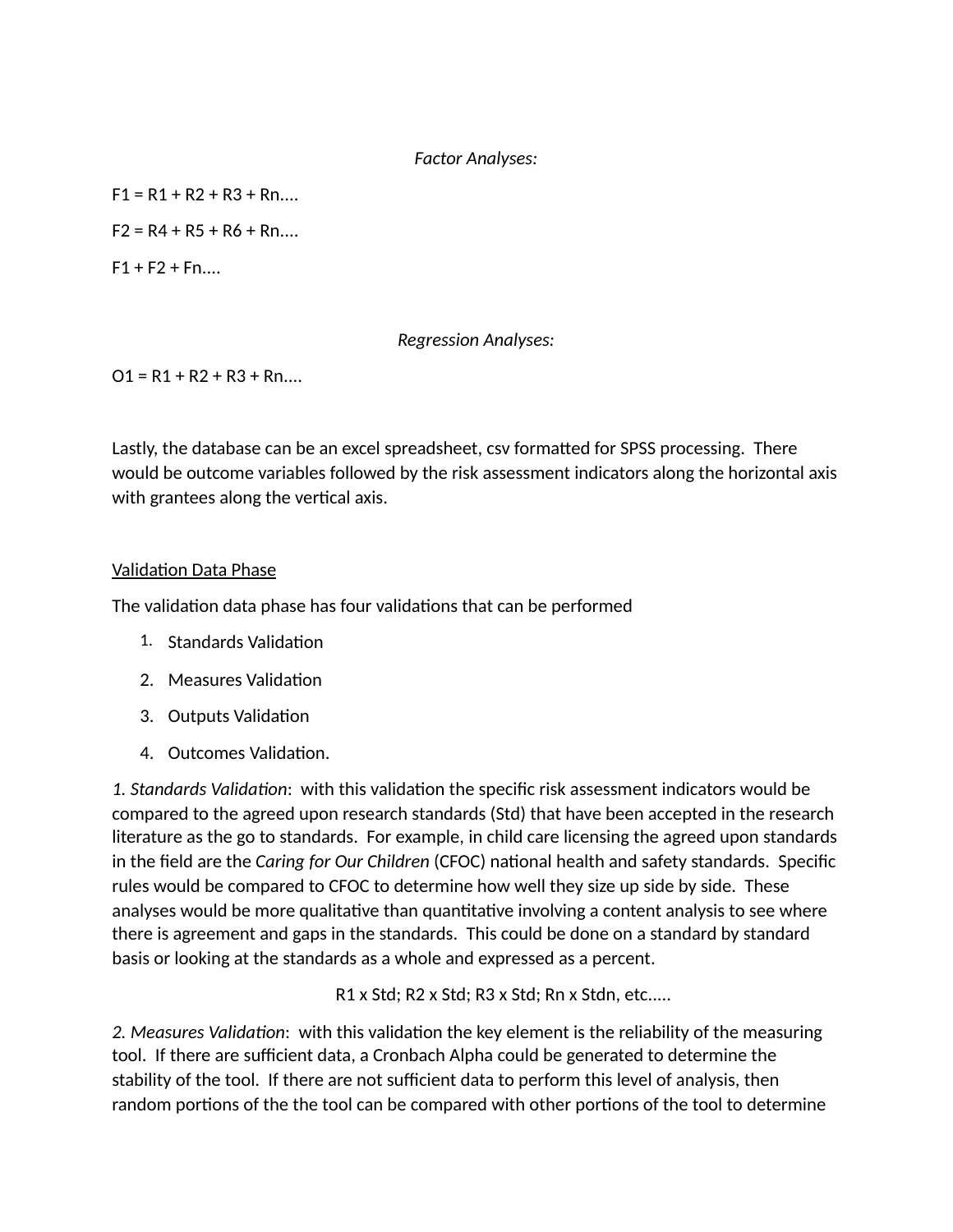*Factor Analyses:*

$F1 = R1 + R2 + R3 + Rn....$

$F2 = R4 + R5 + R6 + Rn....$

$F1 + F2 + Fn....$

*Regression Analyses:*

$O1 = R1 + R2 + R3 + Rn....$

Lastly, the database can be an excel spreadsheet, csv formatted for SPSS processing. There would be outcome variables followed by the risk assessment indicators along the horizontal axis with grantees along the vertical axis.

<u>Validation Data Phase</u>

The validation data phase has four validations that can be performed

1. Standards Validation
2. Measures Validation
3. Outputs Validation
4. Outcomes Validation.

*1. Standards Validation*: with this validation the specific risk assessment indicators would be compared to the agreed upon research standards (Std) that have been accepted in the research literature as the go to standards. For example, in child care licensing the agreed upon standards in the field are the *Caring for Our Children* (CFOC) national health and safety standards. Specific rules would be compared to CFOC to determine how well they size up side by side. These analyses would be more qualitative than quantitative involving a content analysis to see where there is agreement and gaps in the standards. This could be done on a standard by standard basis or looking at the standards as a whole and expressed as a percent.

$$R1 \times Std; R2 \times Std; R3 \times Std; Rn \times Stdn, etc.....$$

*2. Measures Validation*: with this validation the key element is the reliability of the measuring tool. If there are sufficient data, a Cronbach Alpha could be generated to determine the stability of the tool. If there are not sufficient data to perform this level of analysis, then random portions of the the tool can be compared with other portions of the tool to determine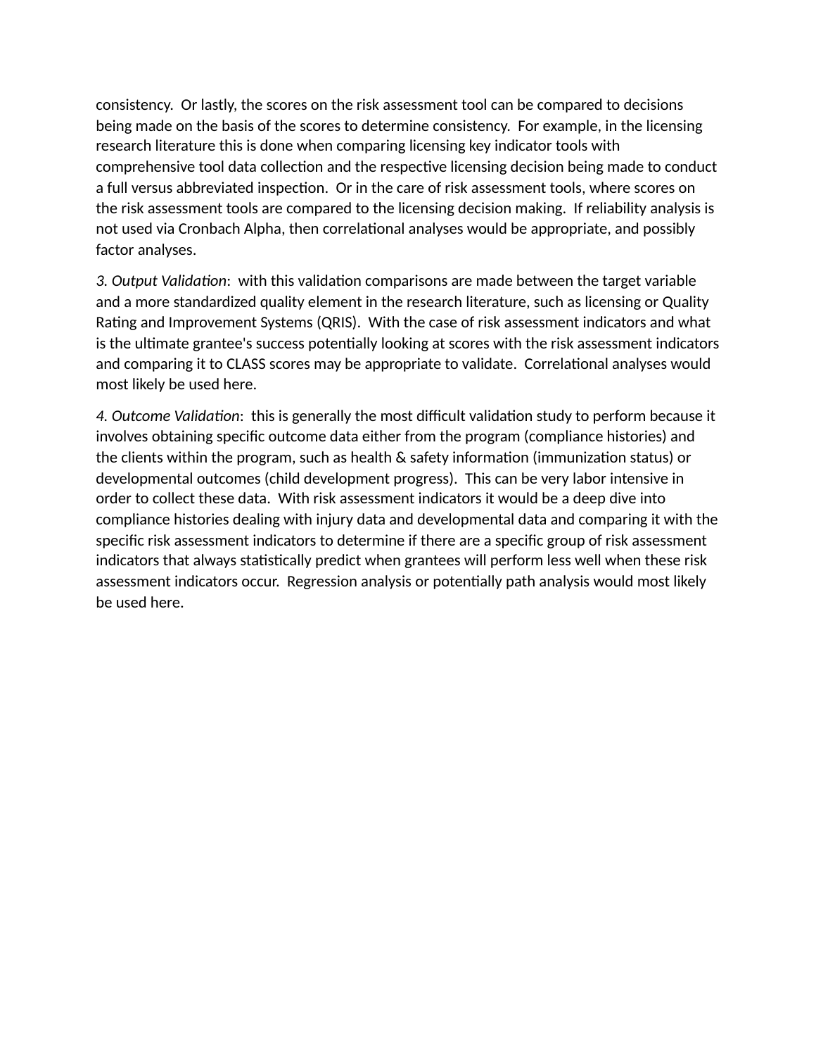consistency. Or lastly, the scores on the risk assessment tool can be compared to decisions being made on the basis of the scores to determine consistency. For example, in the licensing research literature this is done when comparing licensing key indicator tools with comprehensive tool data collection and the respective licensing decision being made to conduct a full versus abbreviated inspection. Or in the care of risk assessment tools, where scores on the risk assessment tools are compared to the licensing decision making. If reliability analysis is not used via Cronbach Alpha, then correlational analyses would be appropriate, and possibly factor analyses.

*3. Output Validation*: with this validation comparisons are made between the target variable and a more standardized quality element in the research literature, such as licensing or Quality Rating and Improvement Systems (QRIS). With the case of risk assessment indicators and what is the ultimate grantee's success potentially looking at scores with the risk assessment indicators and comparing it to CLASS scores may be appropriate to validate. Correlational analyses would most likely be used here.

*4. Outcome Validation*: this is generally the most difficult validation study to perform because it involves obtaining specific outcome data either from the program (compliance histories) and the clients within the program, such as health & safety information (immunization status) or developmental outcomes (child development progress). This can be very labor intensive in order to collect these data. With risk assessment indicators it would be a deep dive into compliance histories dealing with injury data and developmental data and comparing it with the specific risk assessment indicators to determine if there are a specific group of risk assessment indicators that always statistically predict when grantees will perform less well when these risk assessment indicators occur. Regression analysis or potentially path analysis would most likely be used here.